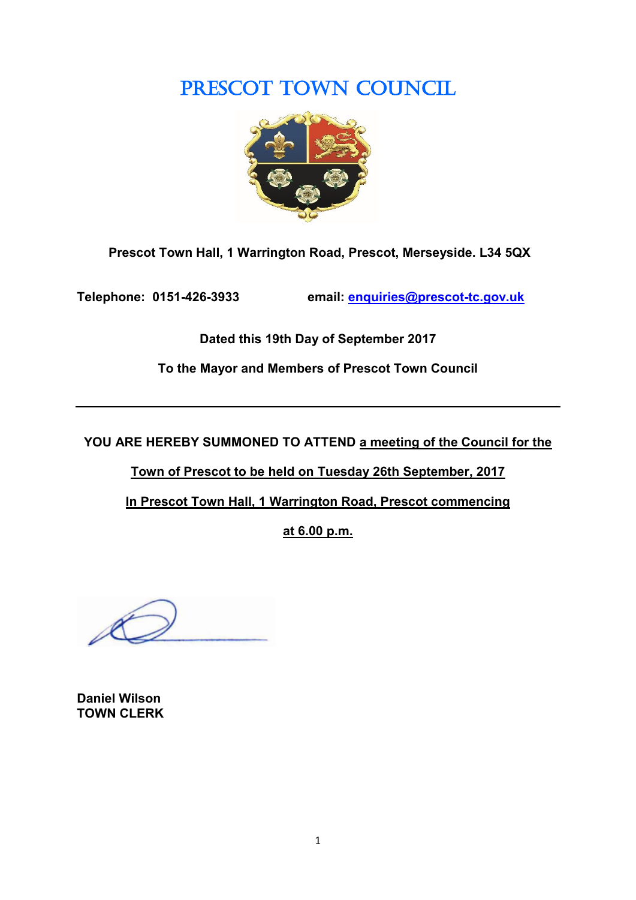# PRESCOT TOWN COUNCIL

**Prescot Town Hall, 1 Warrington Road, Prescot, Merseyside. L34 5QX**

**Telephone: 0151-426-3933** **email: enquiries@prescot-tc.gov.uk**

**Dated this 19th Day of September 2017**

**To the Mayor and Members of Prescot Town Council**

---

**YOU ARE HEREBY SUMMONED TO ATTEND a meeting of the Council for the Town of Prescot to be held on Tuesday 26th September, 2017 In Prescot Town Hall, 1 Warrington Road, Prescot commencing at 6.00 p.m.**

**Daniel Wilson**
**TOWN CLERK**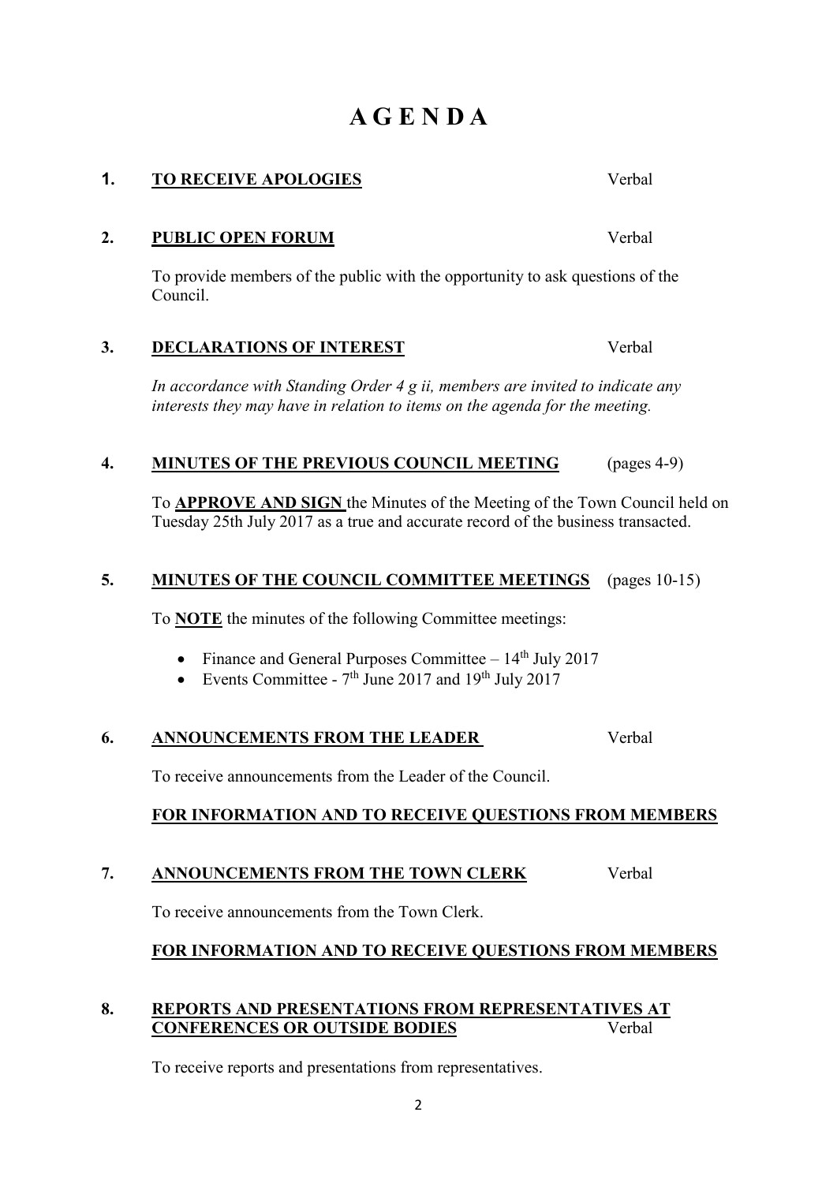# A G E N D A

## 1. TO RECEIVE APOLOGIES

Verbal

## 2. PUBLIC OPEN FORUM

Verbal

To provide members of the public with the opportunity to ask questions of the Council.

## 3. DECLARATIONS OF INTEREST

Verbal

*In accordance with Standing Order 4 g ii, members are invited to indicate any interests they may have in relation to items on the agenda for the meeting.*

## 4. MINUTES OF THE PREVIOUS COUNCIL MEETING

(pages 4-9)

To **APPROVE AND SIGN** the Minutes of the Meeting of the Town Council held on Tuesday 25th July 2017 as a true and accurate record of the business transacted.

## 5. MINUTES OF THE COUNCIL COMMITTEE MEETINGS

(pages 10-15)

To **NOTE** the minutes of the following Committee meetings:

- Finance and General Purposes Committee – 14th July 2017
- Events Committee - 7th June 2017 and 19th July 2017

## 6. ANNOUNCEMENTS FROM THE LEADER

Verbal

To receive announcements from the Leader of the Council.

**FOR INFORMATION AND TO RECEIVE QUESTIONS FROM MEMBERS**

## 7. ANNOUNCEMENTS FROM THE TOWN CLERK

Verbal

To receive announcements from the Town Clerk.

**FOR INFORMATION AND TO RECEIVE QUESTIONS FROM MEMBERS**

## 8. REPORTS AND PRESENTATIONS FROM REPRESENTATIVES AT CONFERENCES OR OUTSIDE BODIES

Verbal

To receive reports and presentations from representatives.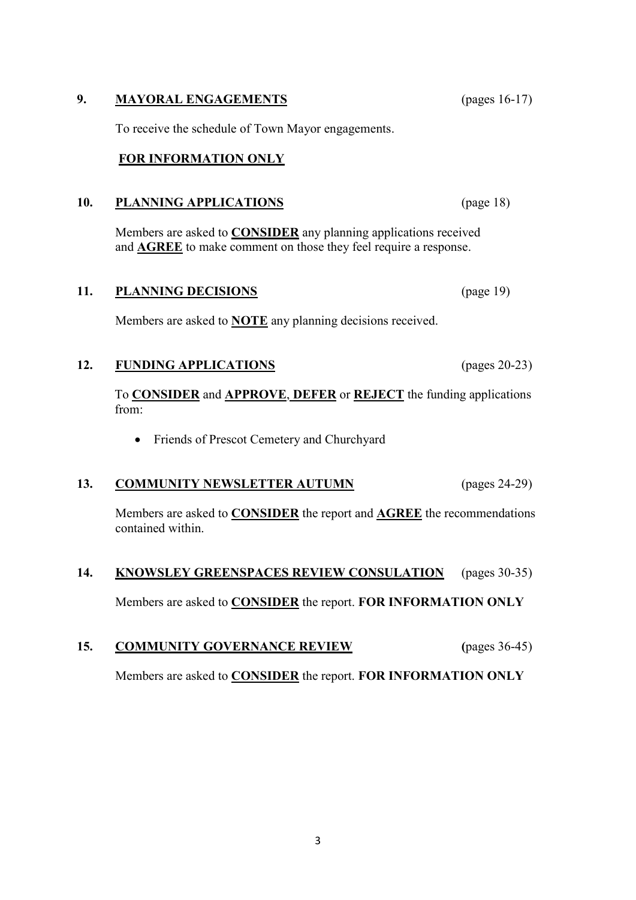**9. <u>MAYORAL ENGAGEMENTS</u>** (pages 16-17)

To receive the schedule of Town Mayor engagements.

**<u>FOR INFORMATION ONLY</u>**

**10. <u>PLANNING APPLICATIONS</u>** (page 18)

Members are asked to **<u>CONSIDER</u>** any planning applications received and **<u>AGREE</u>** to make comment on those they feel require a response.

**11. <u>PLANNING DECISIONS</u>** (page 19)

Members are asked to **<u>NOTE</u>** any planning decisions received.

**12. <u>FUNDING APPLICATIONS</u>** (pages 20-23)

To **<u>CONSIDER</u>** and **<u>APPROVE</u>**, **<u>DEFER</u>** or **<u>REJECT</u>** the funding applications from:

- Friends of Prescot Cemetery and Churchyard

**13. <u>COMMUNITY NEWSLETTER AUTUMN</u>** (pages 24-29)

Members are asked to **<u>CONSIDER</u>** the report and **<u>AGREE</u>** the recommendations contained within.

**14. <u>KNOWSLEY GREENSPACES REVIEW CONSULATION</u>** (pages 30-35)

Members are asked to **<u>CONSIDER</u>** the report. **FOR INFORMATION ONLY**

**15. <u>COMMUNITY GOVERNANCE REVIEW</u>** (pages 36-45)

Members are asked to **<u>CONSIDER</u>** the report. **FOR INFORMATION ONLY**